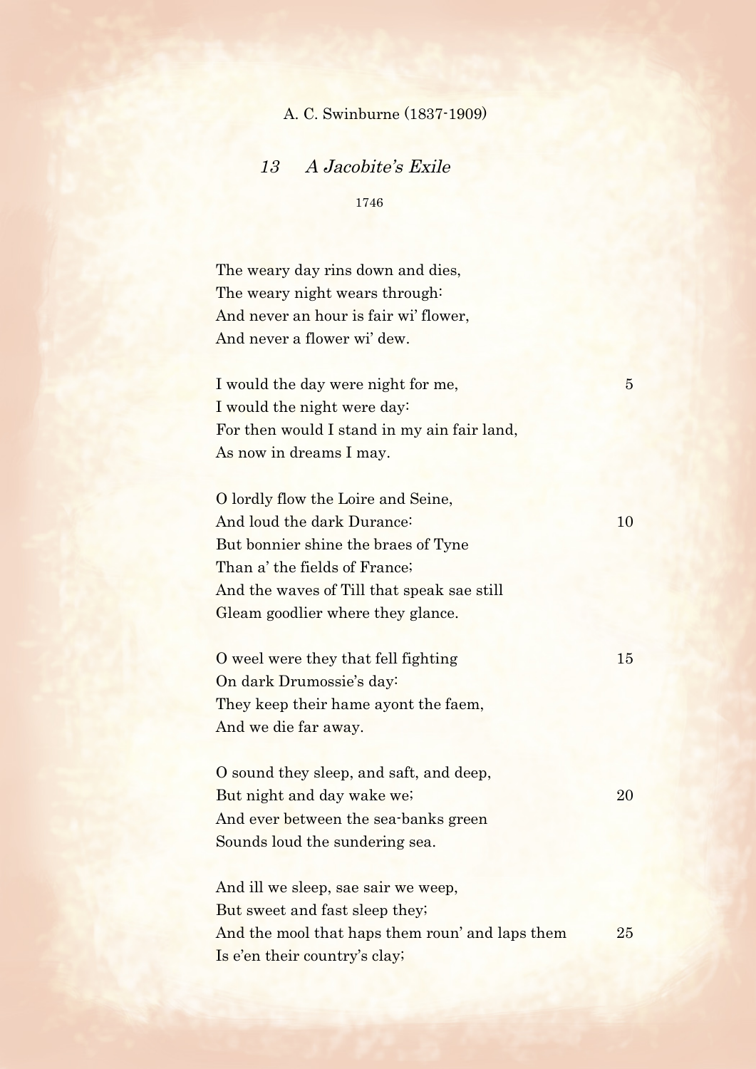A. C. Swinburne (1837-1909)

## 13 *A Jacobite's Exile*

1746

The weary day rins down and dies,  
The weary night wears through:  
And never an hour is fair wi' flower,  
And never a flower wi' dew.

I would the day were night for me, 5  
I would the night were day:  
For then would I stand in my ain fair land,  
As now in dreams I may.

O lordly flow the Loire and Seine,  
And loud the dark Durance: 10  
But bonnier shine the braes of Tyne  
Than a' the fields of France;  
And the waves of Till that speak sae still  
Gleam goodlier where they glance.

O weel were they that fell fighting 15  
On dark Drumossie's day:  
They keep their hame ayont the faem,  
And we die far away.

O sound they sleep, and saft, and deep,  
But night and day wake we; 20  
And ever between the sea-banks green  
Sounds loud the sundering sea.

And ill we sleep, sae sair we weep,  
But sweet and fast sleep they;  
And the mool that haps them roun' and laps them 25  
Is e'en their country's clay;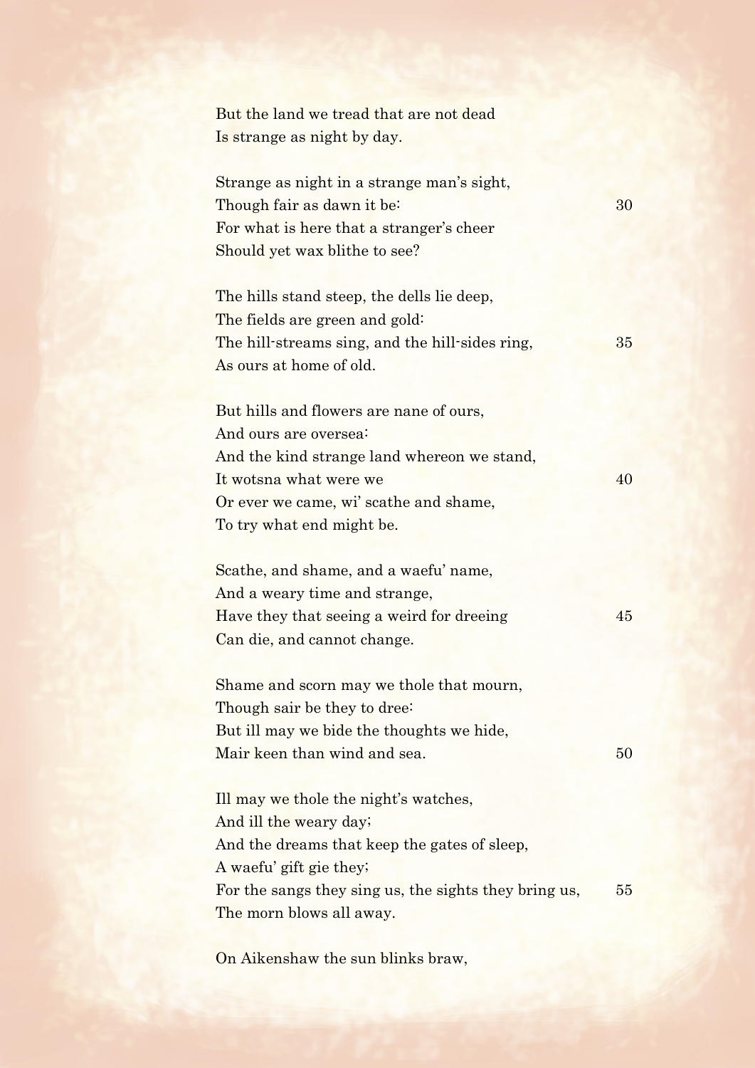But the land we tread that are not dead
Is strange as night by day.

Strange as night in a strange man's sight,
Though fair as dawn it be:
For what is here that a stranger's cheer
Should yet wax blithe to see?

The hills stand steep, the dells lie deep,
The fields are green and gold:
The hill-streams sing, and the hill-sides ring,
As ours at home of old.

But hills and flowers are nane of ours,
And ours are oversea:
And the kind strange land whereon we stand,
It wotsna what were we
Or ever we came, wi' scathe and shame,
To try what end might be.

Scathe, and shame, and a waefu' name,
And a weary time and strange,
Have they that seeing a weird for dreeing
Can die, and cannot change.

Shame and scorn may we thole that mourn,
Though sair be they to dree:
But ill may we bide the thoughts we hide,
Mair keen than wind and sea.

Ill may we thole the night's watches,
And ill the weary day;
And the dreams that keep the gates of sleep,
A waefu' gift gie they;
For the sangs they sing us, the sights they bring us,
The morn blows all away.

On Aikenshaw the sun blinks braw,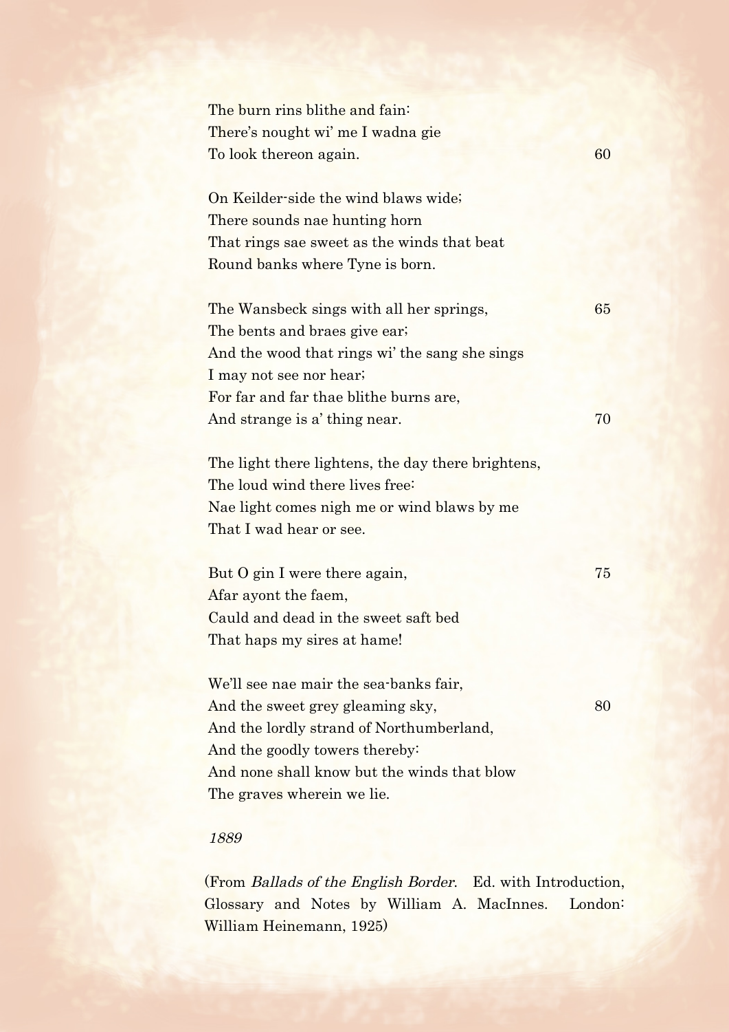The burn rins blithe and fain:  
There's nought wi' me I wadna gie  
To look thereon again. 60

On Keilder-side the wind blaws wide;  
There sounds nae hunting horn  
That rings sae sweet as the winds that beat  
Round banks where Tyne is born.

The Wansbeck sings with all her springs, 65  
The bents and braes give ear;  
And the wood that rings wi' the sang she sings  
I may not see nor hear;  
For far and far thae blithe burns are,  
And strange is a' thing near. 70

The light there lightens, the day there brightens,  
The loud wind there lives free:  
Nae light comes nigh me or wind blaws by me  
That I wad hear or see.

But O gin I were there again, 75  
Afar ayont the faem,  
Cauld and dead in the sweet saft bed  
That haps my sires at hame!

We'll see nae mair the sea-banks fair,  
And the sweet grey gleaming sky, 80  
And the lordly strand of Northumberland,  
And the goodly towers thereby:  
And none shall know but the winds that blow  
The graves wherein we lie.

*1889*

(From *Ballads of the English Border*. Ed. with Introduction, Glossary and Notes by William A. MacInnes. London: William Heinemann, 1925)